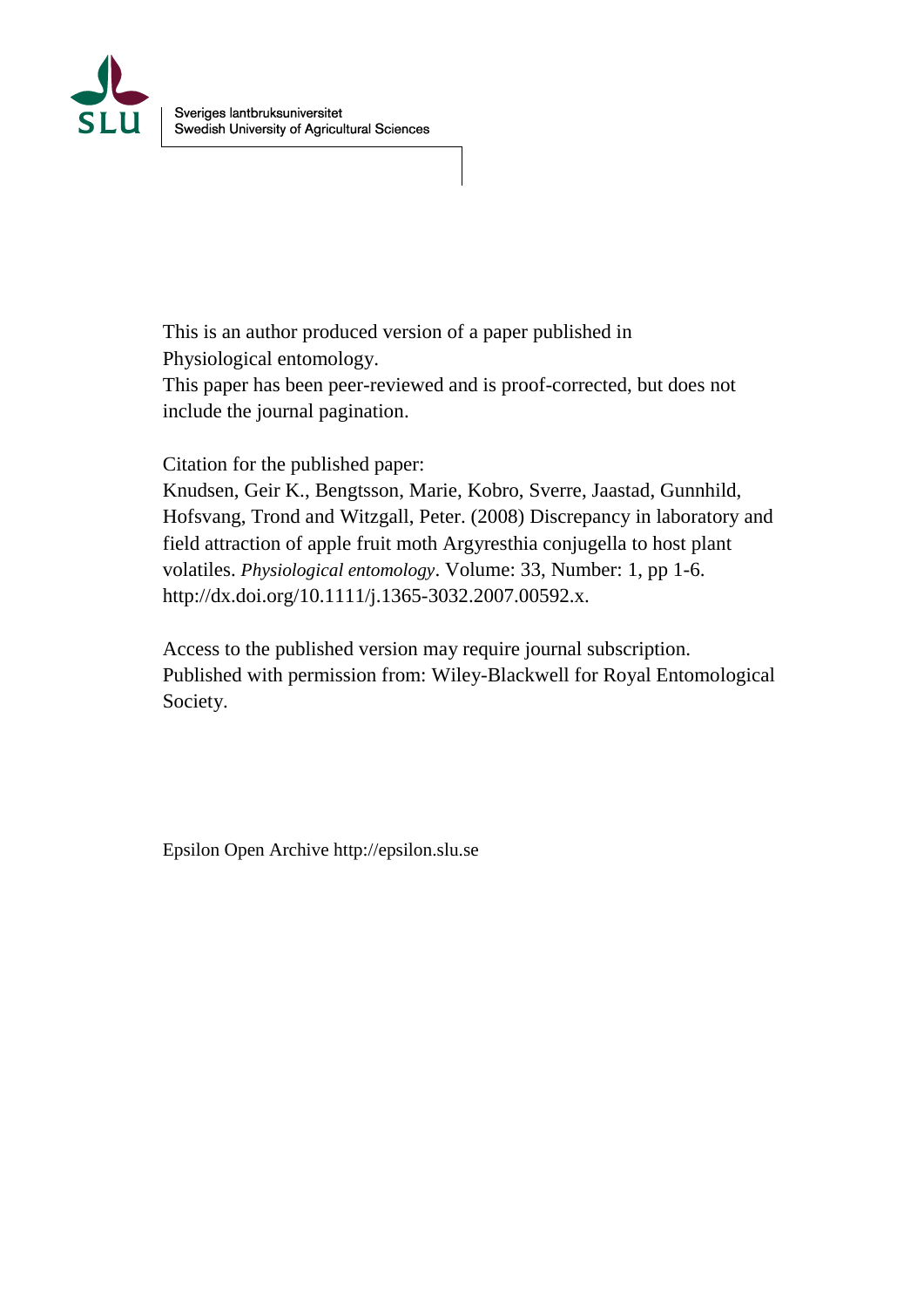Sveriges lantbruksuniversitet
Swedish University of Agricultural Sciences

This is an author produced version of a paper published in
Physiological entomology.
This paper has been peer-reviewed and is proof-corrected, but does not include the journal pagination.

Citation for the published paper:
Knudsen, Geir K., Bengtsson, Marie, Kobro, Sverre, Jaastad, Gunnhild, Hofsvang, Trond and Witzgall, Peter. (2008) Discrepancy in laboratory and field attraction of apple fruit moth Argyresthia conjugella to host plant volatiles. *Physiological entomology*. Volume: 33, Number: 1, pp 1-6. http://dx.doi.org/10.1111/j.1365-3032.2007.00592.x.

Access to the published version may require journal subscription.
Published with permission from: Wiley-Blackwell for Royal Entomological Society.

Epsilon Open Archive http://epsilon.slu.se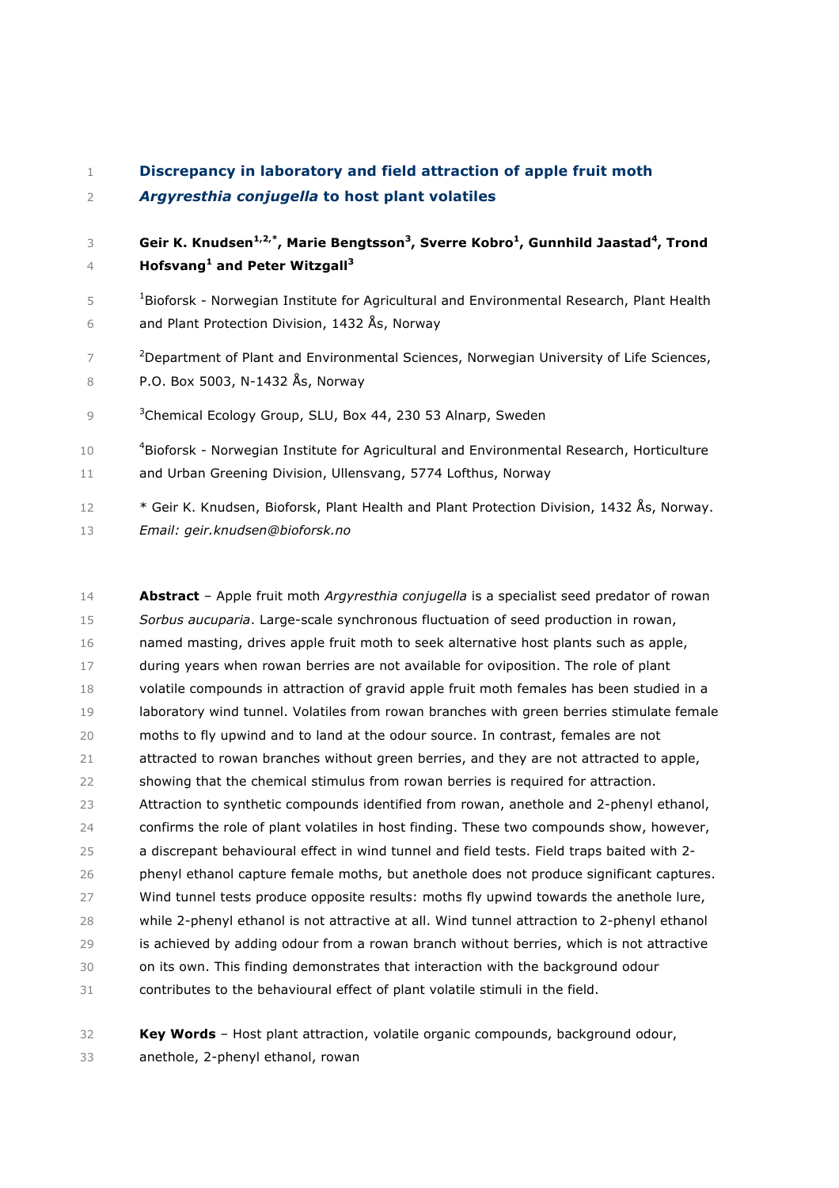# Discrepancy in laboratory and field attraction of apple fruit moth *Argyresthia conjugella* to host plant volatiles

**Geir K. Knudsen[1,2,*], Marie Bengtsson[3], Sverre Kobro[1], Gunnhild Jaastad[4], Trond Hofsvang[1] and Peter Witzgall[3]**

[1]Bioforsk - Norwegian Institute for Agricultural and Environmental Research, Plant Health and Plant Protection Division, 1432 Ås, Norway

[2]Department of Plant and Environmental Sciences, Norwegian University of Life Sciences, P.O. Box 5003, N-1432 Ås, Norway

[3]Chemical Ecology Group, SLU, Box 44, 230 53 Alnarp, Sweden

[4]Bioforsk - Norwegian Institute for Agricultural and Environmental Research, Horticulture and Urban Greening Division, Ullensvang, 5774 Lofthus, Norway

\* Geir K. Knudsen, Bioforsk, Plant Health and Plant Protection Division, 1432 Ås, Norway. *Email: geir.knudsen@bioforsk.no*

**Abstract** – Apple fruit moth *Argyresthia conjugella* is a specialist seed predator of rowan *Sorbus aucuparia*. Large-scale synchronous fluctuation of seed production in rowan, named masting, drives apple fruit moth to seek alternative host plants such as apple, during years when rowan berries are not available for oviposition. The role of plant volatile compounds in attraction of gravid apple fruit moth females has been studied in a laboratory wind tunnel. Volatiles from rowan branches with green berries stimulate female moths to fly upwind and to land at the odour source. In contrast, females are not attracted to rowan branches without green berries, and they are not attracted to apple, showing that the chemical stimulus from rowan berries is required for attraction. Attraction to synthetic compounds identified from rowan, anethole and 2-phenyl ethanol, confirms the role of plant volatiles in host finding. These two compounds show, however, a discrepant behavioural effect in wind tunnel and field tests. Field traps baited with 2-phenyl ethanol capture female moths, but anethole does not produce significant captures. Wind tunnel tests produce opposite results: moths fly upwind towards the anethole lure, while 2-phenyl ethanol is not attractive at all. Wind tunnel attraction to 2-phenyl ethanol is achieved by adding odour from a rowan branch without berries, which is not attractive on its own. This finding demonstrates that interaction with the background odour contributes to the behavioural effect of plant volatile stimuli in the field.

**Key Words** – Host plant attraction, volatile organic compounds, background odour, anethole, 2-phenyl ethanol, rowan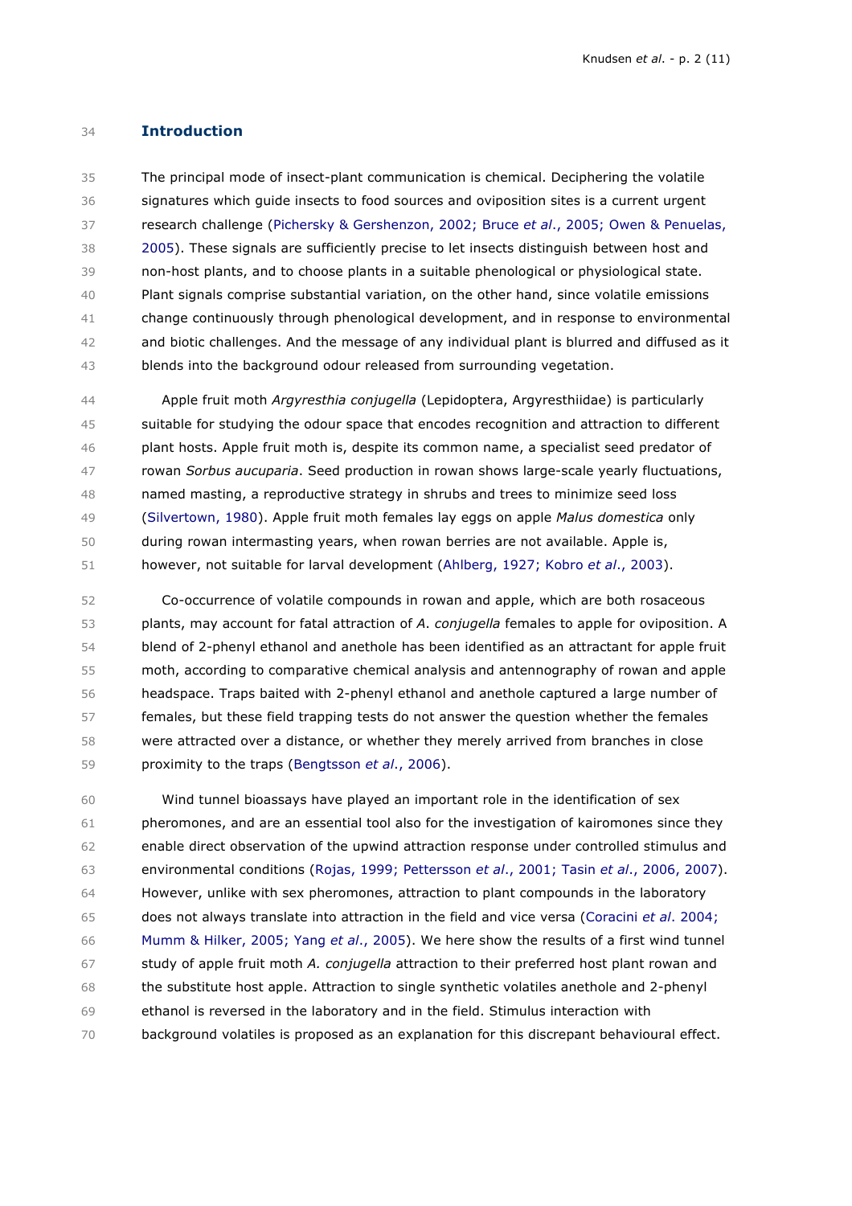## Introduction

The principal mode of insect-plant communication is chemical. Deciphering the volatile signatures which guide insects to food sources and oviposition sites is a current urgent research challenge (Pichersky & Gershenzon, 2002; Bruce *et al*., 2005; Owen & Penuelas, 2005). These signals are sufficiently precise to let insects distinguish between host and non-host plants, and to choose plants in a suitable phenological or physiological state. Plant signals comprise substantial variation, on the other hand, since volatile emissions change continuously through phenological development, and in response to environmental and biotic challenges. And the message of any individual plant is blurred and diffused as it blends into the background odour released from surrounding vegetation.

Apple fruit moth *Argyresthia conjugella* (Lepidoptera, Argyresthiidae) is particularly suitable for studying the odour space that encodes recognition and attraction to different plant hosts. Apple fruit moth is, despite its common name, a specialist seed predator of rowan *Sorbus aucuparia*. Seed production in rowan shows large-scale yearly fluctuations, named masting, a reproductive strategy in shrubs and trees to minimize seed loss (Silvertown, 1980). Apple fruit moth females lay eggs on apple *Malus domestica* only during rowan intermasting years, when rowan berries are not available. Apple is, however, not suitable for larval development (Ahlberg, 1927; Kobro *et al*., 2003).

Co-occurrence of volatile compounds in rowan and apple, which are both rosaceous plants, may account for fatal attraction of *A. conjugella* females to apple for oviposition. A blend of 2-phenyl ethanol and anethole has been identified as an attractant for apple fruit moth, according to comparative chemical analysis and antennography of rowan and apple headspace. Traps baited with 2-phenyl ethanol and anethole captured a large number of females, but these field trapping tests do not answer the question whether the females were attracted over a distance, or whether they merely arrived from branches in close proximity to the traps (Bengtsson *et al*., 2006).

Wind tunnel bioassays have played an important role in the identification of sex pheromones, and are an essential tool also for the investigation of kairomones since they enable direct observation of the upwind attraction response under controlled stimulus and environmental conditions (Rojas, 1999; Pettersson *et al*., 2001; Tasin *et al*., 2006, 2007). However, unlike with sex pheromones, attraction to plant compounds in the laboratory does not always translate into attraction in the field and vice versa (Coracini *et al*. 2004; Mumm & Hilker, 2005; Yang *et al*., 2005). We here show the results of a first wind tunnel study of apple fruit moth *A. conjugella* attraction to their preferred host plant rowan and the substitute host apple. Attraction to single synthetic volatiles anethole and 2-phenyl ethanol is reversed in the laboratory and in the field. Stimulus interaction with background volatiles is proposed as an explanation for this discrepant behavioural effect.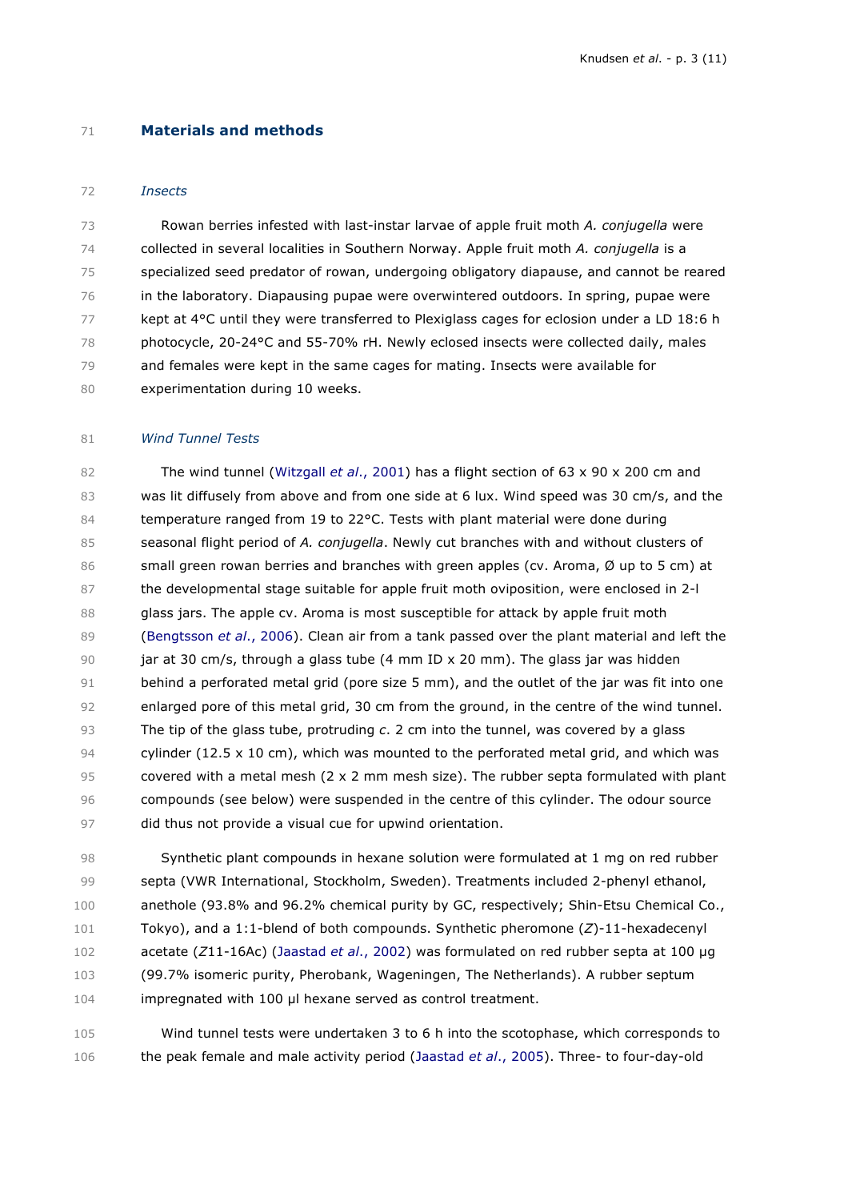## Materials and methods

### *Insects*

Rowan berries infested with last-instar larvae of apple fruit moth *A. conjugella* were collected in several localities in Southern Norway. Apple fruit moth *A. conjugella* is a specialized seed predator of rowan, undergoing obligatory diapause, and cannot be reared in the laboratory. Diapausing pupae were overwintered outdoors. In spring, pupae were kept at 4°C until they were transferred to Plexiglass cages for eclosion under a LD 18:6 h photocycle, 20-24°C and 55-70% rH. Newly eclosed insects were collected daily, males and females were kept in the same cages for mating. Insects were available for experimentation during 10 weeks.

### *Wind Tunnel Tests*

The wind tunnel (Witzgall *et al*., 2001) has a flight section of 63 x 90 x 200 cm and was lit diffusely from above and from one side at 6 lux. Wind speed was 30 cm/s, and the temperature ranged from 19 to 22°C. Tests with plant material were done during seasonal flight period of *A. conjugella*. Newly cut branches with and without clusters of small green rowan berries and branches with green apples (cv. Aroma, Ø up to 5 cm) at the developmental stage suitable for apple fruit moth oviposition, were enclosed in 2-l glass jars. The apple cv. Aroma is most susceptible for attack by apple fruit moth (Bengtsson *et al*., 2006). Clean air from a tank passed over the plant material and left the jar at 30 cm/s, through a glass tube (4 mm ID x 20 mm). The glass jar was hidden behind a perforated metal grid (pore size 5 mm), and the outlet of the jar was fit into one enlarged pore of this metal grid, 30 cm from the ground, in the centre of the wind tunnel. The tip of the glass tube, protruding *c*. 2 cm into the tunnel, was covered by a glass cylinder (12.5 x 10 cm), which was mounted to the perforated metal grid, and which was covered with a metal mesh (2 x 2 mm mesh size). The rubber septa formulated with plant compounds (see below) were suspended in the centre of this cylinder. The odour source did thus not provide a visual cue for upwind orientation.

Synthetic plant compounds in hexane solution were formulated at 1 mg on red rubber septa (VWR International, Stockholm, Sweden). Treatments included 2-phenyl ethanol, anethole (93.8% and 96.2% chemical purity by GC, respectively; Shin-Etsu Chemical Co., Tokyo), and a 1:1-blend of both compounds. Synthetic pheromone (*Z*)-11-hexadecenyl acetate (*Z*11-16Ac) (Jaastad *et al*., 2002) was formulated on red rubber septa at 100 µg (99.7% isomeric purity, Pherobank, Wageningen, The Netherlands). A rubber septum impregnated with 100 µl hexane served as control treatment.

Wind tunnel tests were undertaken 3 to 6 h into the scotophase, which corresponds to the peak female and male activity period (Jaastad *et al*., 2005). Three- to four-day-old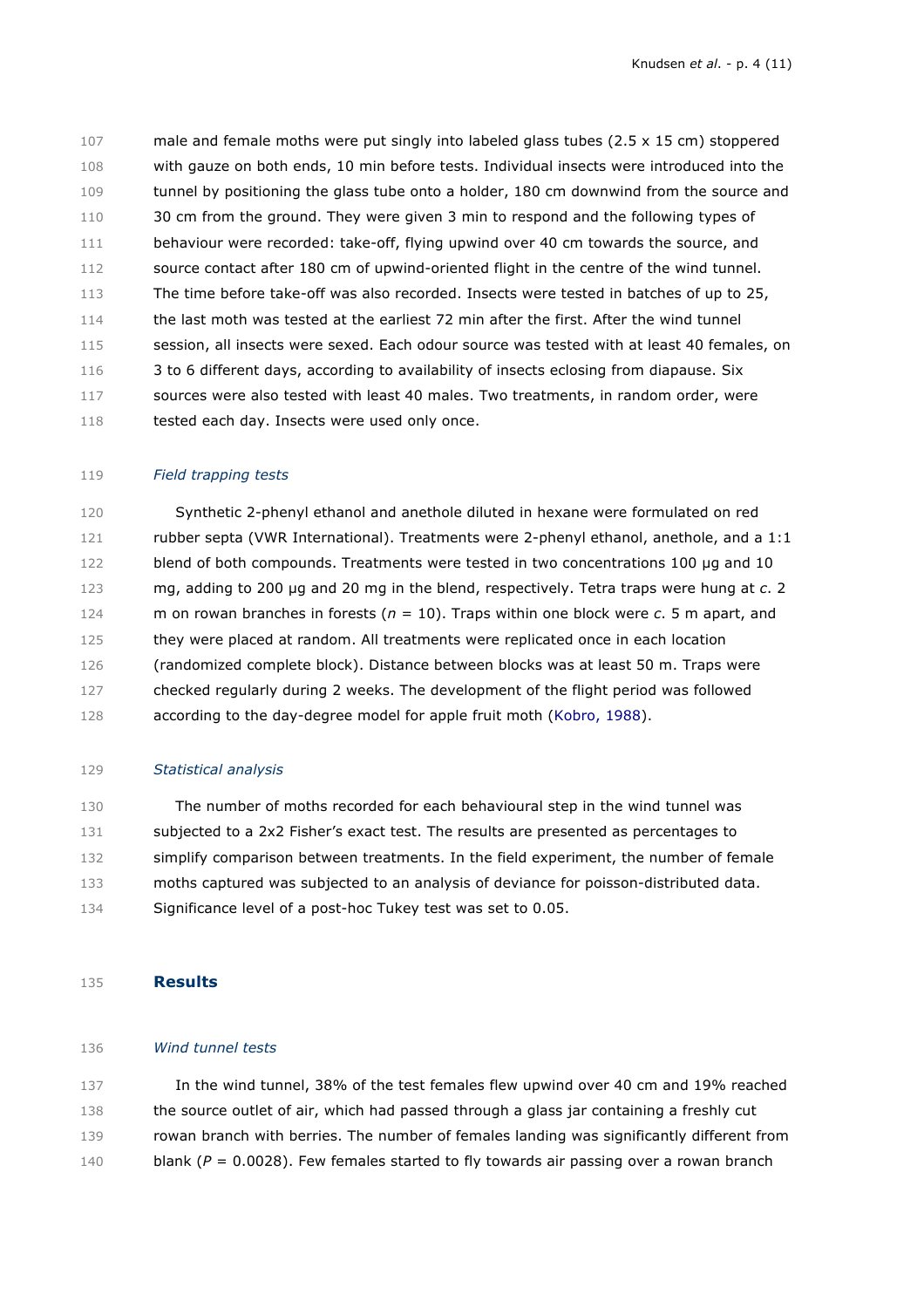male and female moths were put singly into labeled glass tubes (2.5 x 15 cm) stoppered with gauze on both ends, 10 min before tests. Individual insects were introduced into the tunnel by positioning the glass tube onto a holder, 180 cm downwind from the source and 30 cm from the ground. They were given 3 min to respond and the following types of behaviour were recorded: take-off, flying upwind over 40 cm towards the source, and source contact after 180 cm of upwind-oriented flight in the centre of the wind tunnel. The time before take-off was also recorded. Insects were tested in batches of up to 25, the last moth was tested at the earliest 72 min after the first. After the wind tunnel session, all insects were sexed. Each odour source was tested with at least 40 females, on 3 to 6 different days, according to availability of insects eclosing from diapause. Six sources were also tested with least 40 males. Two treatments, in random order, were tested each day. Insects were used only once.

### *Field trapping tests*

Synthetic 2-phenyl ethanol and anethole diluted in hexane were formulated on red rubber septa (VWR International). Treatments were 2-phenyl ethanol, anethole, and a 1:1 blend of both compounds. Treatments were tested in two concentrations 100 µg and 10 mg, adding to 200 µg and 20 mg in the blend, respectively. Tetra traps were hung at *c*. 2 m on rowan branches in forests ($n$ = 10). Traps within one block were *c*. 5 m apart, and they were placed at random. All treatments were replicated once in each location (randomized complete block). Distance between blocks was at least 50 m. Traps were checked regularly during 2 weeks. The development of the flight period was followed according to the day-degree model for apple fruit moth (Kobro, 1988).

### *Statistical analysis*

The number of moths recorded for each behavioural step in the wind tunnel was subjected to a 2x2 Fisher's exact test. The results are presented as percentages to simplify comparison between treatments. In the field experiment, the number of female moths captured was subjected to an analysis of deviance for poisson-distributed data. Significance level of a post-hoc Tukey test was set to 0.05.

## Results

### *Wind tunnel tests*

In the wind tunnel, 38% of the test females flew upwind over 40 cm and 19% reached the source outlet of air, which had passed through a glass jar containing a freshly cut rowan branch with berries. The number of females landing was significantly different from blank ($P$ = 0.0028). Few females started to fly towards air passing over a rowan branch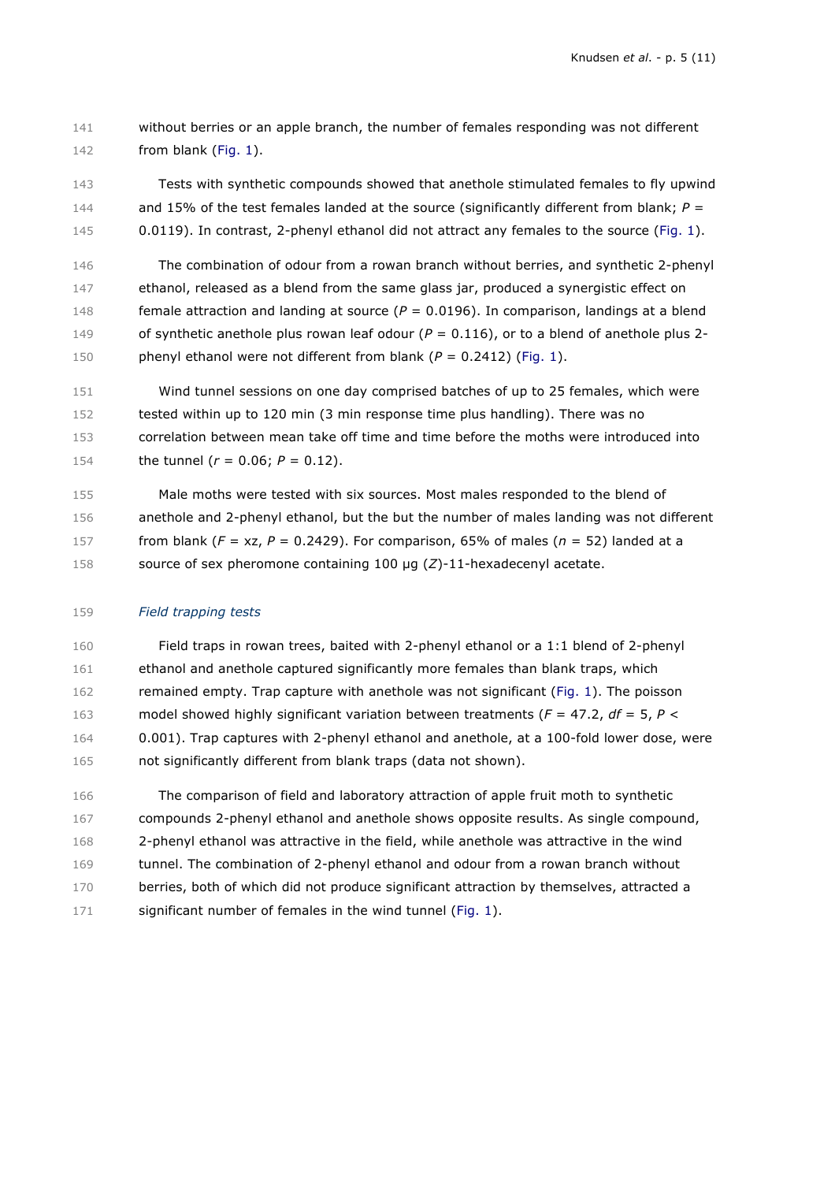without berries or an apple branch, the number of females responding was not different from blank (Fig. 1).

Tests with synthetic compounds showed that anethole stimulated females to fly upwind and 15% of the test females landed at the source (significantly different from blank; $P$ = 0.0119). In contrast, 2-phenyl ethanol did not attract any females to the source (Fig. 1).

The combination of odour from a rowan branch without berries, and synthetic 2-phenyl ethanol, released as a blend from the same glass jar, produced a synergistic effect on female attraction and landing at source ($P$ = 0.0196). In comparison, landings at a blend of synthetic anethole plus rowan leaf odour ($P$ = 0.116), or to a blend of anethole plus 2-phenyl ethanol were not different from blank ($P$ = 0.2412) (Fig. 1).

Wind tunnel sessions on one day comprised batches of up to 25 females, which were tested within up to 120 min (3 min response time plus handling). There was no correlation between mean take off time and time before the moths were introduced into the tunnel ($r$ = 0.06; $P$ = 0.12).

Male moths were tested with six sources. Most males responded to the blend of anethole and 2-phenyl ethanol, but the but the number of males landing was not different from blank ($F$ = xz, $P$ = 0.2429). For comparison, 65% of males ($n$ = 52) landed at a source of sex pheromone containing 100 µg ($Z$)-11-hexadecenyl acetate.

*Field trapping tests*

Field traps in rowan trees, baited with 2-phenyl ethanol or a 1:1 blend of 2-phenyl ethanol and anethole captured significantly more females than blank traps, which remained empty. Trap capture with anethole was not significant (Fig. 1). The poisson model showed highly significant variation between treatments ($F$ = 47.2, $df$ = 5, $P$ < 0.001). Trap captures with 2-phenyl ethanol and anethole, at a 100-fold lower dose, were not significantly different from blank traps (data not shown).

The comparison of field and laboratory attraction of apple fruit moth to synthetic compounds 2-phenyl ethanol and anethole shows opposite results. As single compound, 2-phenyl ethanol was attractive in the field, while anethole was attractive in the wind tunnel. The combination of 2-phenyl ethanol and odour from a rowan branch without berries, both of which did not produce significant attraction by themselves, attracted a significant number of females in the wind tunnel (Fig. 1).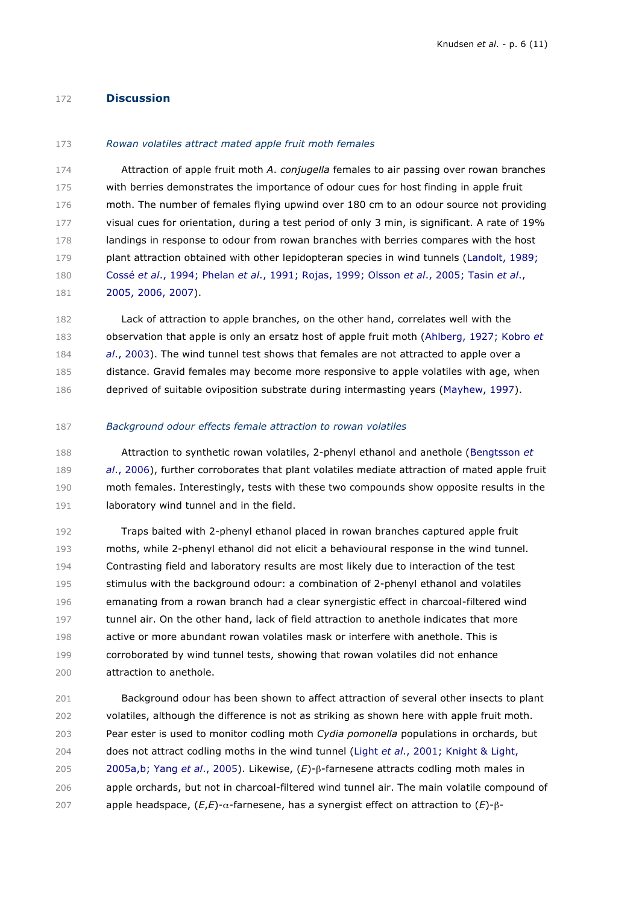## Discussion

### *Rowan volatiles attract mated apple fruit moth females*

Attraction of apple fruit moth *A. conjugella* females to air passing over rowan branches with berries demonstrates the importance of odour cues for host finding in apple fruit moth. The number of females flying upwind over 180 cm to an odour source not providing visual cues for orientation, during a test period of only 3 min, is significant. A rate of 19% landings in response to odour from rowan branches with berries compares with the host plant attraction obtained with other lepidopteran species in wind tunnels (Landolt, 1989; Cossé *et al*., 1994; Phelan *et al*., 1991; Rojas, 1999; Olsson *et al*., 2005; Tasin *et al*., 2005, 2006, 2007).

Lack of attraction to apple branches, on the other hand, correlates well with the observation that apple is only an ersatz host of apple fruit moth (Ahlberg, 1927; Kobro *et al*., 2003). The wind tunnel test shows that females are not attracted to apple over a distance. Gravid females may become more responsive to apple volatiles with age, when deprived of suitable oviposition substrate during intermasting years (Mayhew, 1997).

### *Background odour effects female attraction to rowan volatiles*

Attraction to synthetic rowan volatiles, 2-phenyl ethanol and anethole (Bengtsson *et al*., 2006), further corroborates that plant volatiles mediate attraction of mated apple fruit moth females. Interestingly, tests with these two compounds show opposite results in the laboratory wind tunnel and in the field.

Traps baited with 2-phenyl ethanol placed in rowan branches captured apple fruit moths, while 2-phenyl ethanol did not elicit a behavioural response in the wind tunnel. Contrasting field and laboratory results are most likely due to interaction of the test stimulus with the background odour: a combination of 2-phenyl ethanol and volatiles emanating from a rowan branch had a clear synergistic effect in charcoal-filtered wind tunnel air. On the other hand, lack of field attraction to anethole indicates that more active or more abundant rowan volatiles mask or interfere with anethole. This is corroborated by wind tunnel tests, showing that rowan volatiles did not enhance attraction to anethole.

Background odour has been shown to affect attraction of several other insects to plant volatiles, although the difference is not as striking as shown here with apple fruit moth. Pear ester is used to monitor codling moth *Cydia pomonella* populations in orchards, but does not attract codling moths in the wind tunnel (Light *et al*., 2001; Knight & Light, 2005a,b; Yang *et al*., 2005). Likewise, ($E$)-$\beta$-farnesene attracts codling moth males in apple orchards, but not in charcoal-filtered wind tunnel air. The main volatile compound of apple headspace, ($E$,$E$)-$\alpha$-farnesene, has a synergist effect on attraction to ($E$)-$\beta$-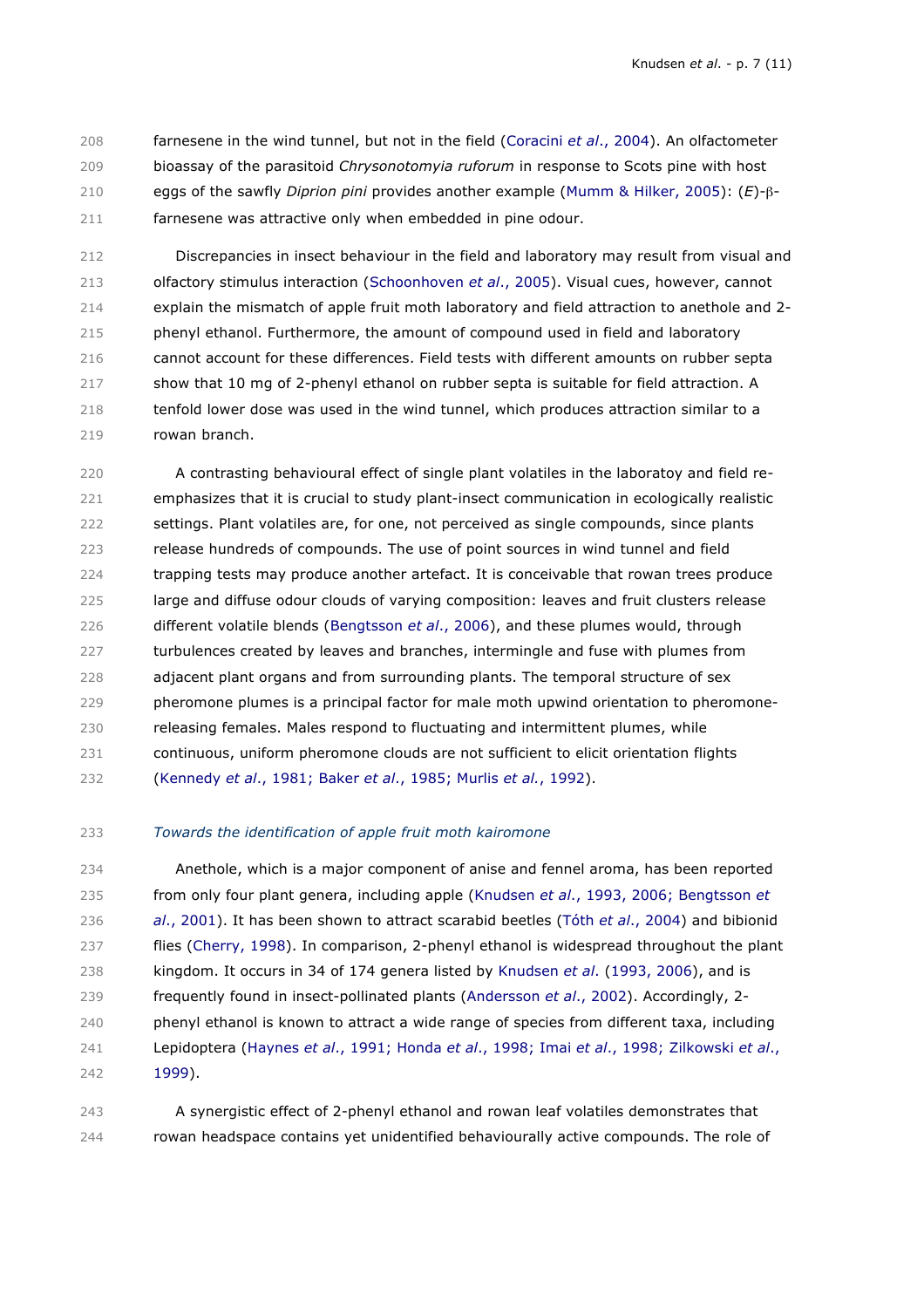farnesene in the wind tunnel, but not in the field (Coracini *et al*., 2004). An olfactometer bioassay of the parasitoid *Chrysonotomyia ruforum* in response to Scots pine with host eggs of the sawfly *Diprion pini* provides another example (Mumm & Hilker, 2005): (*E*)-β-farnesene was attractive only when embedded in pine odour.

Discrepancies in insect behaviour in the field and laboratory may result from visual and olfactory stimulus interaction (Schoonhoven *et al*., 2005). Visual cues, however, cannot explain the mismatch of apple fruit moth laboratory and field attraction to anethole and 2-phenyl ethanol. Furthermore, the amount of compound used in field and laboratory cannot account for these differences. Field tests with different amounts on rubber septa show that 10 mg of 2-phenyl ethanol on rubber septa is suitable for field attraction. A tenfold lower dose was used in the wind tunnel, which produces attraction similar to a rowan branch.

A contrasting behavioural effect of single plant volatiles in the laboratoy and field re-emphasizes that it is crucial to study plant-insect communication in ecologically realistic settings. Plant volatiles are, for one, not perceived as single compounds, since plants release hundreds of compounds. The use of point sources in wind tunnel and field trapping tests may produce another artefact. It is conceivable that rowan trees produce large and diffuse odour clouds of varying composition: leaves and fruit clusters release different volatile blends (Bengtsson *et al*., 2006), and these plumes would, through turbulences created by leaves and branches, intermingle and fuse with plumes from adjacent plant organs and from surrounding plants. The temporal structure of sex pheromone plumes is a principal factor for male moth upwind orientation to pheromone-releasing females. Males respond to fluctuating and intermittent plumes, while continuous, uniform pheromone clouds are not sufficient to elicit orientation flights (Kennedy *et al*., 1981; Baker *et al*., 1985; Murlis *et al*., 1992).

### *Towards the identification of apple fruit moth kairomone*

Anethole, which is a major component of anise and fennel aroma, has been reported from only four plant genera, including apple (Knudsen *et al*., 1993, 2006; Bengtsson *et al*., 2001). It has been shown to attract scarabid beetles (Tóth *et al*., 2004) and bibionid flies (Cherry, 1998). In comparison, 2-phenyl ethanol is widespread throughout the plant kingdom. It occurs in 34 of 174 genera listed by Knudsen *et al*. (1993, 2006), and is frequently found in insect-pollinated plants (Andersson *et al*., 2002). Accordingly, 2-phenyl ethanol is known to attract a wide range of species from different taxa, including Lepidoptera (Haynes *et al*., 1991; Honda *et al*., 1998; Imai *et al*., 1998; Zilkowski *et al*., 1999).

A synergistic effect of 2-phenyl ethanol and rowan leaf volatiles demonstrates that rowan headspace contains yet unidentified behaviourally active compounds. The role of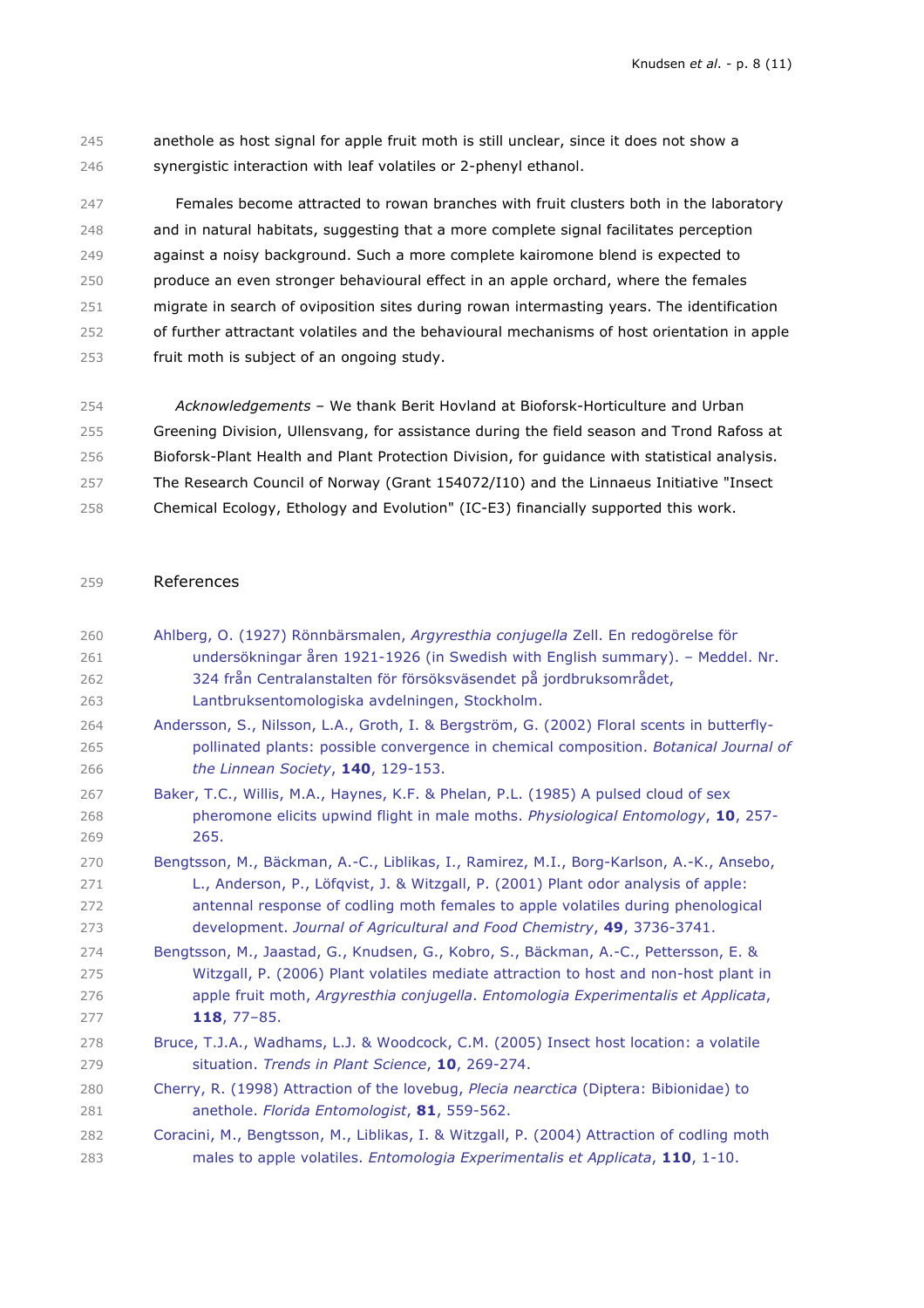anethole as host signal for apple fruit moth is still unclear, since it does not show a synergistic interaction with leaf volatiles or 2-phenyl ethanol.

Females become attracted to rowan branches with fruit clusters both in the laboratory and in natural habitats, suggesting that a more complete signal facilitates perception against a noisy background. Such a more complete kairomone blend is expected to produce an even stronger behavioural effect in an apple orchard, where the females migrate in search of oviposition sites during rowan intermasting years. The identification of further attractant volatiles and the behavioural mechanisms of host orientation in apple fruit moth is subject of an ongoing study.

*Acknowledgements* – We thank Berit Hovland at Bioforsk-Horticulture and Urban Greening Division, Ullensvang, for assistance during the field season and Trond Rafoss at Bioforsk-Plant Health and Plant Protection Division, for guidance with statistical analysis. The Research Council of Norway (Grant 154072/I10) and the Linnaeus Initiative "Insect Chemical Ecology, Ethology and Evolution" (IC-E3) financially supported this work.

## References

Ahlberg, O. (1927) Rönnbärsmalen, *Argyresthia conjugella* Zell. En redogörelse för undersökningar åren 1921-1926 (in Swedish with English summary). – Meddel. Nr. 324 från Centralanstalten för försöksväsendet på jordbruksområdet, Lantbruksentomologiska avdelningen, Stockholm.

Andersson, S., Nilsson, L.A., Groth, I. & Bergström, G. (2002) Floral scents in butterfly-pollinated plants: possible convergence in chemical composition. *Botanical Journal of the Linnean Society*, **140**, 129-153.

Baker, T.C., Willis, M.A., Haynes, K.F. & Phelan, P.L. (1985) A pulsed cloud of sex pheromone elicits upwind flight in male moths. *Physiological Entomology*, **10**, 257-265.

Bengtsson, M., Bäckman, A.-C., Liblikas, I., Ramirez, M.I., Borg-Karlson, A.-K., Ansebo, L., Anderson, P., Löfqvist, J. & Witzgall, P. (2001) Plant odor analysis of apple: antennal response of codling moth females to apple volatiles during phenological development. *Journal of Agricultural and Food Chemistry*, **49**, 3736-3741.

Bengtsson, M., Jaastad, G., Knudsen, G., Kobro, S., Bäckman, A.-C., Pettersson, E. & Witzgall, P. (2006) Plant volatiles mediate attraction to host and non-host plant in apple fruit moth, *Argyresthia conjugella*. *Entomologia Experimentalis et Applicata*, **118**, 77–85.

Bruce, T.J.A., Wadhams, L.J. & Woodcock, C.M. (2005) Insect host location: a volatile situation. *Trends in Plant Science*, **10**, 269-274.

Cherry, R. (1998) Attraction of the lovebug, *Plecia nearctica* (Diptera: Bibionidae) to anethole. *Florida Entomologist*, **81**, 559-562.

Coracini, M., Bengtsson, M., Liblikas, I. & Witzgall, P. (2004) Attraction of codling moth males to apple volatiles. *Entomologia Experimentalis et Applicata*, **110**, 1-10.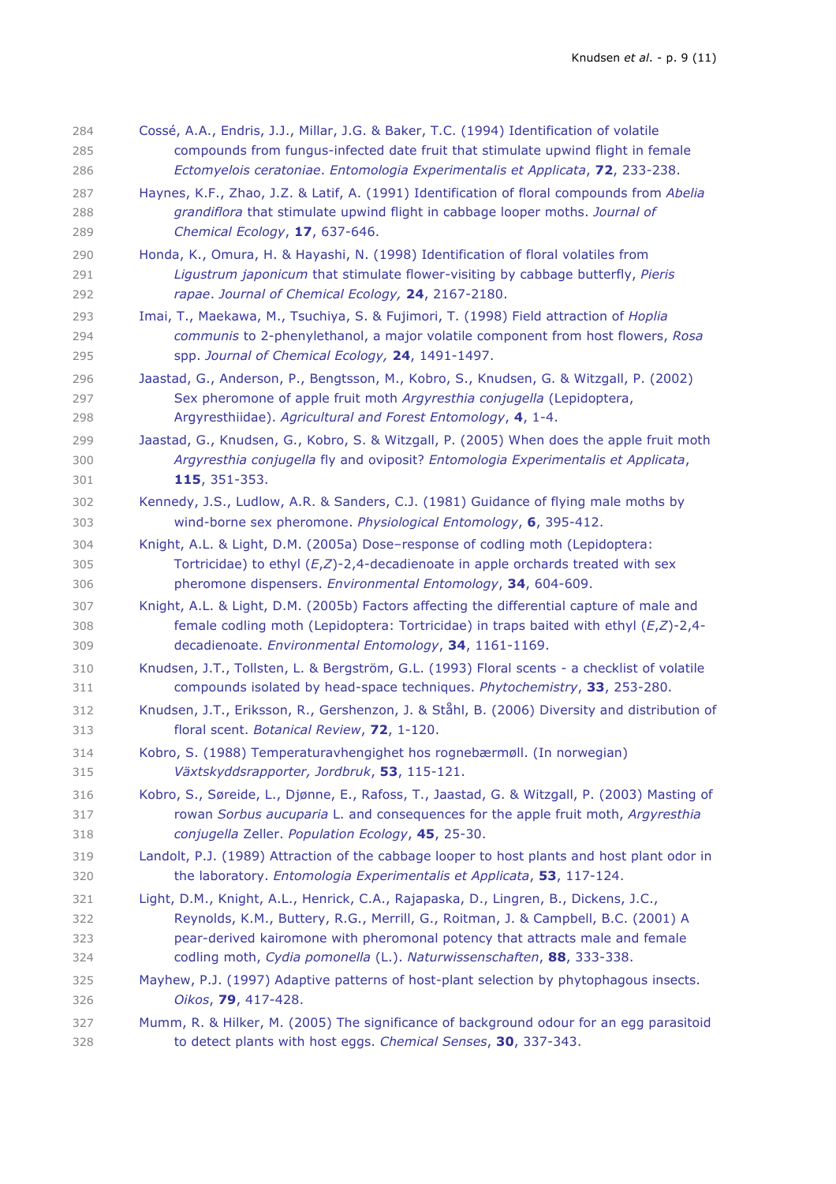Cossé, A.A., Endris, J.J., Millar, J.G. & Baker, T.C. (1994) Identification of volatile compounds from fungus-infected date fruit that stimulate upwind flight in female *Ectomyelois ceratoniae*. *Entomologia Experimentalis et Applicata*, **72**, 233-238.

Haynes, K.F., Zhao, J.Z. & Latif, A. (1991) Identification of floral compounds from *Abelia grandiflora* that stimulate upwind flight in cabbage looper moths. *Journal of Chemical Ecology*, **17**, 637-646.

Honda, K., Omura, H. & Hayashi, N. (1998) Identification of floral volatiles from *Ligustrum japonicum* that stimulate flower-visiting by cabbage butterfly, *Pieris rapae*. *Journal of Chemical Ecology,* **24**, 2167-2180.

Imai, T., Maekawa, M., Tsuchiya, S. & Fujimori, T. (1998) Field attraction of *Hoplia communis* to 2-phenylethanol, a major volatile component from host flowers, *Rosa* spp. *Journal of Chemical Ecology,* **24**, 1491-1497.

Jaastad, G., Anderson, P., Bengtsson, M., Kobro, S., Knudsen, G. & Witzgall, P. (2002) Sex pheromone of apple fruit moth *Argyresthia conjugella* (Lepidoptera, Argyresthiidae). *Agricultural and Forest Entomology*, **4**, 1-4.

Jaastad, G., Knudsen, G., Kobro, S. & Witzgall, P. (2005) When does the apple fruit moth *Argyresthia conjugella* fly and oviposit? *Entomologia Experimentalis et Applicata*, **115**, 351-353.

Kennedy, J.S., Ludlow, A.R. & Sanders, C.J. (1981) Guidance of flying male moths by wind-borne sex pheromone. *Physiological Entomology*, **6**, 395-412.

Knight, A.L. & Light, D.M. (2005a) Dose–response of codling moth (Lepidoptera: Tortricidae) to ethyl (*E*,*Z*)-2,4-decadienoate in apple orchards treated with sex pheromone dispensers. *Environmental Entomology*, **34**, 604-609.

Knight, A.L. & Light, D.M. (2005b) Factors affecting the differential capture of male and female codling moth (Lepidoptera: Tortricidae) in traps baited with ethyl (*E*,*Z*)-2,4-decadienoate. *Environmental Entomology*, **34**, 1161-1169.

Knudsen, J.T., Tollsten, L. & Bergström, G.L. (1993) Floral scents - a checklist of volatile compounds isolated by head-space techniques. *Phytochemistry*, **33**, 253-280.

Knudsen, J.T., Eriksson, R., Gershenzon, J. & Ståhl, B. (2006) Diversity and distribution of floral scent. *Botanical Review*, **72**, 1-120.

Kobro, S. (1988) Temperaturavhengighet hos rognebærmøll. (In norwegian) *Växtskyddsrapporter, Jordbruk*, **53**, 115-121.

Kobro, S., Søreide, L., Djønne, E., Rafoss, T., Jaastad, G. & Witzgall, P. (2003) Masting of rowan *Sorbus aucuparia* L. and consequences for the apple fruit moth, *Argyresthia conjugella* Zeller. *Population Ecology*, **45**, 25-30.

Landolt, P.J. (1989) Attraction of the cabbage looper to host plants and host plant odor in the laboratory. *Entomologia Experimentalis et Applicata*, **53**, 117-124.

Light, D.M., Knight, A.L., Henrick, C.A., Rajapaska, D., Lingren, B., Dickens, J.C., Reynolds, K.M., Buttery, R.G., Merrill, G., Roitman, J. & Campbell, B.C. (2001) A pear-derived kairomone with pheromonal potency that attracts male and female codling moth, *Cydia pomonella* (L.). *Naturwissenschaften*, **88**, 333-338.

Mayhew, P.J. (1997) Adaptive patterns of host-plant selection by phytophagous insects. *Oikos*, **79**, 417-428.

Mumm, R. & Hilker, M. (2005) The significance of background odour for an egg parasitoid to detect plants with host eggs. *Chemical Senses*, **30**, 337-343.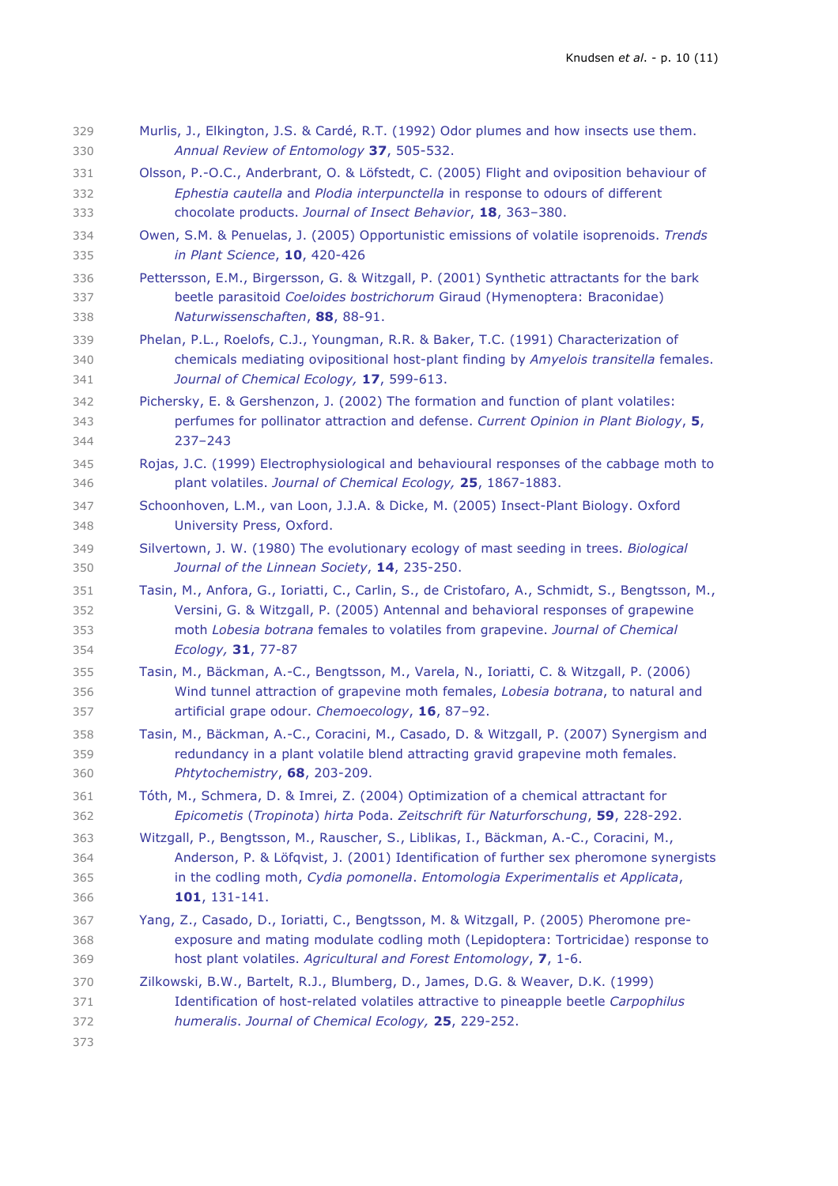Murlis, J., Elkington, J.S. & Cardé, R.T. (1992) Odor plumes and how insects use them. *Annual Review of Entomology* **37**, 505-532.

Olsson, P.-O.C., Anderbrant, O. & Löfstedt, C. (2005) Flight and oviposition behaviour of *Ephestia cautella* and *Plodia interpunctella* in response to odours of different chocolate products. *Journal of Insect Behavior*, **18**, 363–380.

Owen, S.M. & Penuelas, J. (2005) Opportunistic emissions of volatile isoprenoids. *Trends in Plant Science*, **10**, 420-426

Pettersson, E.M., Birgersson, G. & Witzgall, P. (2001) Synthetic attractants for the bark beetle parasitoid *Coeloides bostrichorum* Giraud (Hymenoptera: Braconidae) *Naturwissenschaften*, **88**, 88-91.

Phelan, P.L., Roelofs, C.J., Youngman, R.R. & Baker, T.C. (1991) Characterization of chemicals mediating ovipositional host-plant finding by *Amyelois transitella* females. *Journal of Chemical Ecology,* **17**, 599-613.

Pichersky, E. & Gershenzon, J. (2002) The formation and function of plant volatiles: perfumes for pollinator attraction and defense. *Current Opinion in Plant Biology*, **5**, 237–243

Rojas, J.C. (1999) Electrophysiological and behavioural responses of the cabbage moth to plant volatiles. *Journal of Chemical Ecology,* **25**, 1867-1883.

Schoonhoven, L.M., van Loon, J.J.A. & Dicke, M. (2005) Insect-Plant Biology. Oxford University Press, Oxford.

Silvertown, J. W. (1980) The evolutionary ecology of mast seeding in trees. *Biological Journal of the Linnean Society*, **14**, 235-250.

Tasin, M., Anfora, G., Ioriatti, C., Carlin, S., de Cristofaro, A., Schmidt, S., Bengtsson, M., Versini, G. & Witzgall, P. (2005) Antennal and behavioral responses of grapewine moth *Lobesia botrana* females to volatiles from grapevine. *Journal of Chemical Ecology,* **31**, 77-87

Tasin, M., Bäckman, A.-C., Bengtsson, M., Varela, N., Ioriatti, C. & Witzgall, P. (2006) Wind tunnel attraction of grapevine moth females, *Lobesia botrana*, to natural and artificial grape odour. *Chemoecology*, **16**, 87–92.

Tasin, M., Bäckman, A.-C., Coracini, M., Casado, D. & Witzgall, P. (2007) Synergism and redundancy in a plant volatile blend attracting gravid grapevine moth females. *Phtytochemistry*, **68**, 203-209.

Tóth, M., Schmera, D. & Imrei, Z. (2004) Optimization of a chemical attractant for *Epicometis* (*Tropinota*) *hirta* Poda. *Zeitschrift für Naturforschung*, **59**, 228-292.

Witzgall, P., Bengtsson, M., Rauscher, S., Liblikas, I., Bäckman, A.-C., Coracini, M., Anderson, P. & Löfqvist, J. (2001) Identification of further sex pheromone synergists in the codling moth, *Cydia pomonella*. *Entomologia Experimentalis et Applicata*, **101**, 131-141.

Yang, Z., Casado, D., Ioriatti, C., Bengtsson, M. & Witzgall, P. (2005) Pheromone pre-exposure and mating modulate codling moth (Lepidoptera: Tortricidae) response to host plant volatiles. *Agricultural and Forest Entomology*, **7**, 1-6.

Zilkowski, B.W., Bartelt, R.J., Blumberg, D., James, D.G. & Weaver, D.K. (1999) Identification of host-related volatiles attractive to pineapple beetle *Carpophilus humeralis*. *Journal of Chemical Ecology,* **25**, 229-252.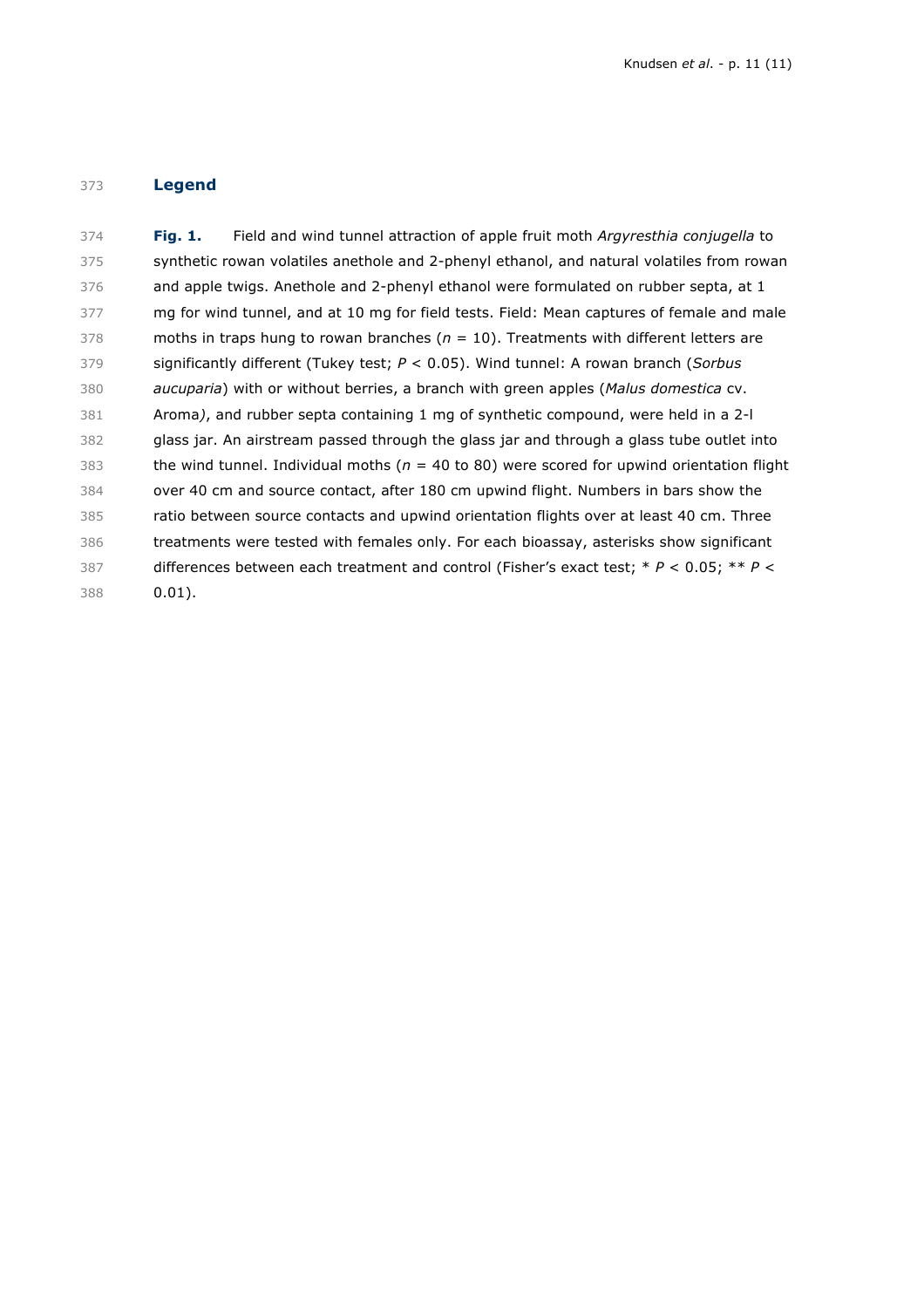## Legend

**Fig. 1.** Field and wind tunnel attraction of apple fruit moth *Argyresthia conjugella* to synthetic rowan volatiles anethole and 2-phenyl ethanol, and natural volatiles from rowan and apple twigs. Anethole and 2-phenyl ethanol were formulated on rubber septa, at 1 mg for wind tunnel, and at 10 mg for field tests. Field: Mean captures of female and male moths in traps hung to rowan branches ($n$ = 10). Treatments with different letters are significantly different (Tukey test; $P < 0.05$). Wind tunnel: A rowan branch (*Sorbus aucuparia*) with or without berries, a branch with green apples (*Malus domestica* cv. Aroma), and rubber septa containing 1 mg of synthetic compound, were held in a 2-l glass jar. An airstream passed through the glass jar and through a glass tube outlet into the wind tunnel. Individual moths ($n$ = 40 to 80) were scored for upwind orientation flight over 40 cm and source contact, after 180 cm upwind flight. Numbers in bars show the ratio between source contacts and upwind orientation flights over at least 40 cm. Three treatments were tested with females only. For each bioassay, asterisks show significant differences between each treatment and control (Fisher's exact test; * $P < 0.05$; ** $P < 0.01$).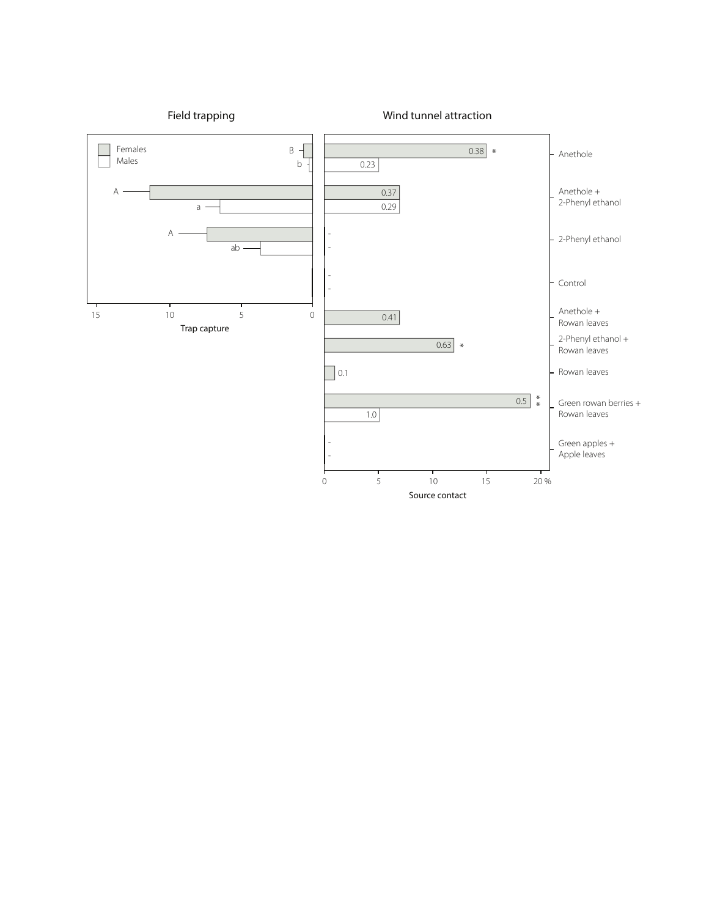Field trapping

Wind tunnel attraction

Females

Males

B

b

A

a

A

ab

15 10 5 0

Trap capture

0.38 *

0.23

0.37

0.29

-

-

-

-

0.41

0.63 *

0.1

0.5 *
*

1.0

-

-

0 5 10 15 20 %

Source contact

Anethole

Anethole +
2-Phenyl ethanol

2-Phenyl ethanol

Control

Anethole +
Rowan leaves

2-Phenyl ethanol +
Rowan leaves

Rowan leaves

Green rowan berries +
Rowan leaves

Green apples +
Apple leaves